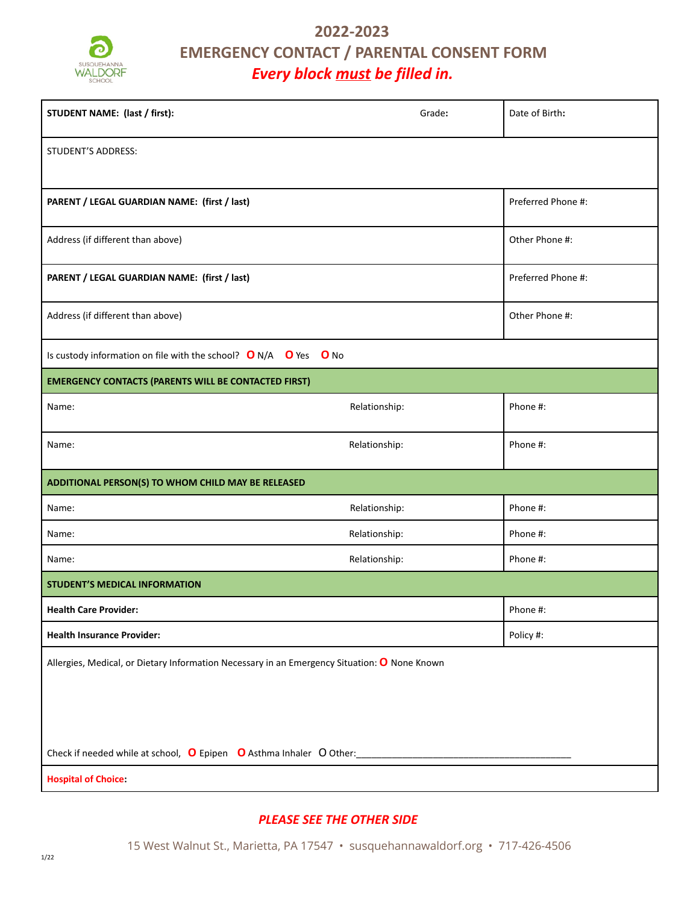SUSQUEHANNA WALDORF SCHOOL

# 2022-2023
# EMERGENCY CONTACT / PARENTAL CONSENT FORM
***Every block must be filled in.***

| | | |
|---|---|---|
| **STUDENT NAME: (last / first):** Grade: | | Date of Birth: |
| STUDENT'S ADDRESS: | | |
| **PARENT / LEGAL GUARDIAN NAME: (first / last)** | | Preferred Phone #: |
| Address (if different than above) | | Other Phone #: |
| **PARENT / LEGAL GUARDIAN NAME: (first / last)** | | Preferred Phone #: |
| Address (if different than above) | | Other Phone #: |
| Is custody information on file with the school? O N/A O Yes O No | | |
| **EMERGENCY CONTACTS (PARENTS WILL BE CONTACTED FIRST)** | | |
| Name: | Relationship: | Phone #: |
| Name: | Relationship: | Phone #: |
| **ADDITIONAL PERSON(S) TO WHOM CHILD MAY BE RELEASED** | | |
| Name: | Relationship: | Phone #: |
| Name: | Relationship: | Phone #: |
| Name: | Relationship: | Phone #: |
| **STUDENT'S MEDICAL INFORMATION** | | |
| **Health Care Provider:** | | Phone #: |
| **Health Insurance Provider:** | | Policy #: |
| Allergies, Medical, or Dietary Information Necessary in an Emergency Situation: O None Known<br><br>Check if needed while at school, O Epipen O Asthma Inhaler O Other:__________________________________________ | | |
| **Hospital of Choice:** | | |

***PLEASE SEE THE OTHER SIDE***

15 West Walnut St., Marietta, PA 17547 • susquehannawaldorf.org • 717-426-4506

1/22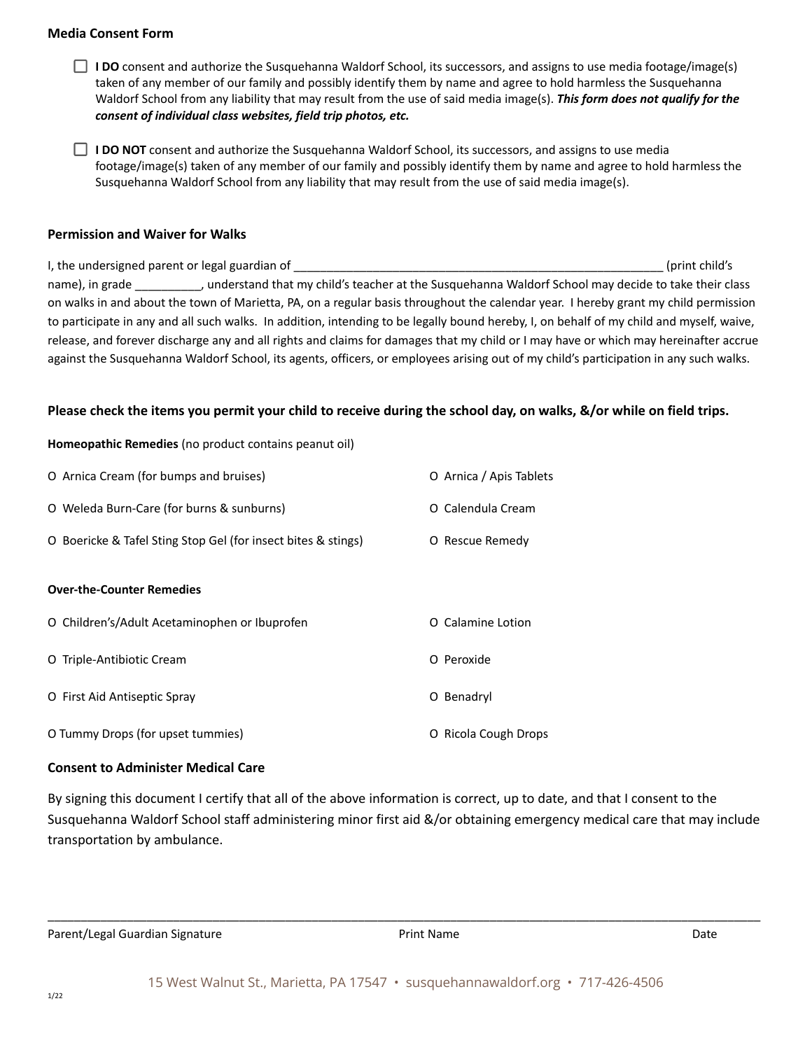## Media Consent Form

☐ **I DO** consent and authorize the Susquehanna Waldorf School, its successors, and assigns to use media footage/image(s) taken of any member of our family and possibly identify them by name and agree to hold harmless the Susquehanna Waldorf School from any liability that may result from the use of said media image(s). ***This form does not qualify for the consent of individual class websites, field trip photos, etc.***

☐ **I DO NOT** consent and authorize the Susquehanna Waldorf School, its successors, and assigns to use media footage/image(s) taken of any member of our family and possibly identify them by name and agree to hold harmless the Susquehanna Waldorf School from any liability that may result from the use of said media image(s).

## Permission and Waiver for Walks

I, the undersigned parent or legal guardian of __________________________________________________________ (print child's name), in grade __________, understand that my child's teacher at the Susquehanna Waldorf School may decide to take their class on walks in and about the town of Marietta, PA, on a regular basis throughout the calendar year. I hereby grant my child permission to participate in any and all such walks. In addition, intending to be legally bound hereby, I, on behalf of my child and myself, waive, release, and forever discharge any and all rights and claims for damages that my child or I may have or which may hereinafter accrue against the Susquehanna Waldorf School, its agents, officers, or employees arising out of my child's participation in any such walks.

**Please check the items you permit your child to receive during the school day, on walks, &/or while on field trips.**

**Homeopathic Remedies** (no product contains peanut oil)

O Arnica Cream (for bumps and bruises)

O Weleda Burn-Care (for burns & sunburns)

O Boericke & Tafel Sting Stop Gel (for insect bites & stings)

O Arnica / Apis Tablets

O Calendula Cream

O Rescue Remedy

**Over-the-Counter Remedies**

O Children's/Adult Acetaminophen or Ibuprofen

O Triple-Antibiotic Cream

O First Aid Antiseptic Spray

O Tummy Drops (for upset tummies)

O Calamine Lotion

O Peroxide

O Benadryl

O Ricola Cough Drops

## Consent to Administer Medical Care

By signing this document I certify that all of the above information is correct, up to date, and that I consent to the Susquehanna Waldorf School staff administering minor first aid &/or obtaining emergency medical care that may include transportation by ambulance.

______________________________________________________________________________________________

Parent/Legal Guardian Signature Print Name Date

15 West Walnut St., Marietta, PA 17547 • susquehannawaldorf.org • 717-426-4506

1/22